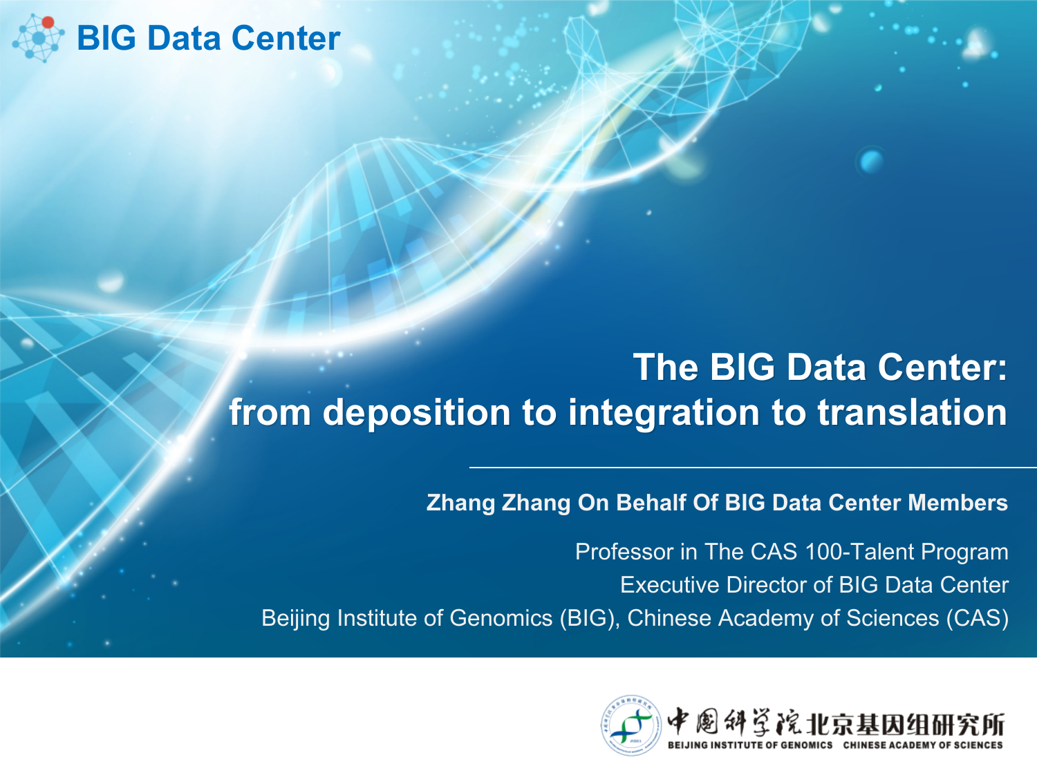BIG Data Center

# The BIG Data Center: from deposition to integration to translation

**Zhang Zhang On Behalf Of BIG Data Center Members**

Professor in The CAS 100-Talent Program
Executive Director of BIG Data Center
Beijing Institute of Genomics (BIG), Chinese Academy of Sciences (CAS)

中国科学院北京基因组研究所
BEIJING INSTITUTE OF GENOMICS CHINESE ACADEMY OF SCIENCES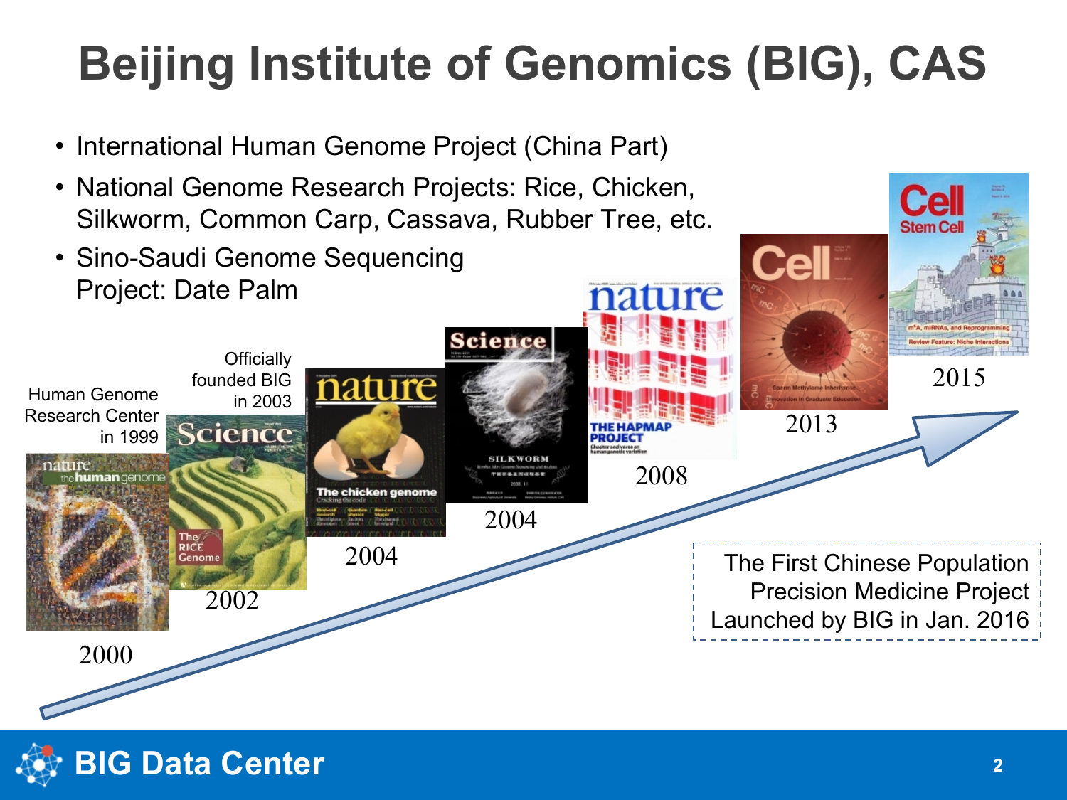# Beijing Institute of Genomics (BIG), CAS

- International Human Genome Project (China Part)
- National Genome Research Projects: Rice, Chicken, Silkworm, Common Carp, Cassava, Rubber Tree, etc.
- Sino-Saudi Genome Sequencing Project: Date Palm

Human Genome Research Center in 1999

2000

Officially founded BIG in 2003

2002

2004

2004

2008

2013

2015

The First Chinese Population Precision Medicine Project Launched by BIG in Jan. 2016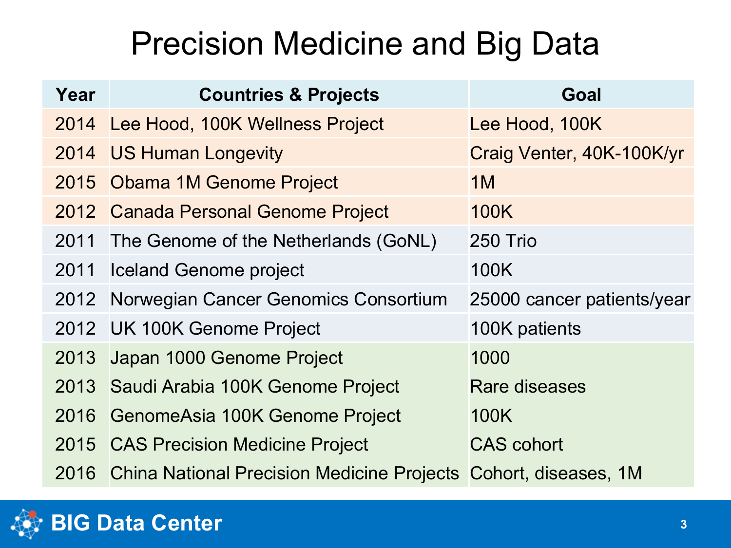# Precision Medicine and Big Data

| Year | Countries & Projects | Goal |
| --- | --- | --- |
| 2014 | Lee Hood, 100K Wellness Project | Lee Hood, 100K |
| 2014 | US Human Longevity | Craig Venter, 40K-100K/yr |
| 2015 | Obama 1M Genome Project | 1M |
| 2012 | Canada Personal Genome Project | 100K |
| 2011 | The Genome of the Netherlands (GoNL) | 250 Trio |
| 2011 | Iceland Genome project | 100K |
| 2012 | Norwegian Cancer Genomics Consortium | 25000 cancer patients/year |
| 2012 | UK 100K Genome Project | 100K patients |
| 2013 | Japan 1000 Genome Project | 1000 |
| 2013 | Saudi Arabia 100K Genome Project | Rare diseases |
| 2016 | GenomeAsia 100K Genome Project | 100K |
| 2015 | CAS Precision Medicine Project | CAS cohort |
| 2016 | China National Precision Medicine Projects | Cohort, diseases, 1M |

BIG Data Center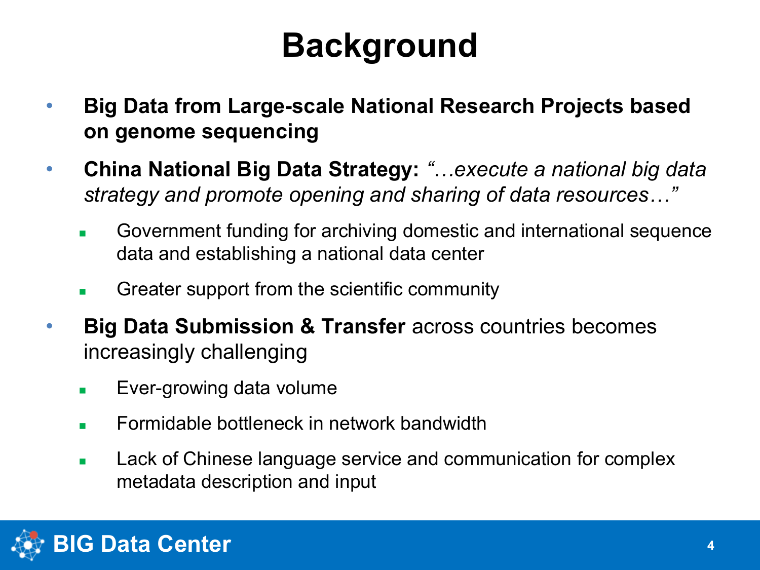# Background

- **Big Data from Large-scale National Research Projects based on genome sequencing**
- **China National Big Data Strategy:** *"…execute a national big data strategy and promote opening and sharing of data resources…"*
  - Government funding for archiving domestic and international sequence data and establishing a national data center
  - Greater support from the scientific community
- **Big Data Submission & Transfer** across countries becomes increasingly challenging
  - Ever-growing data volume
  - Formidable bottleneck in network bandwidth
  - Lack of Chinese language service and communication for complex metadata description and input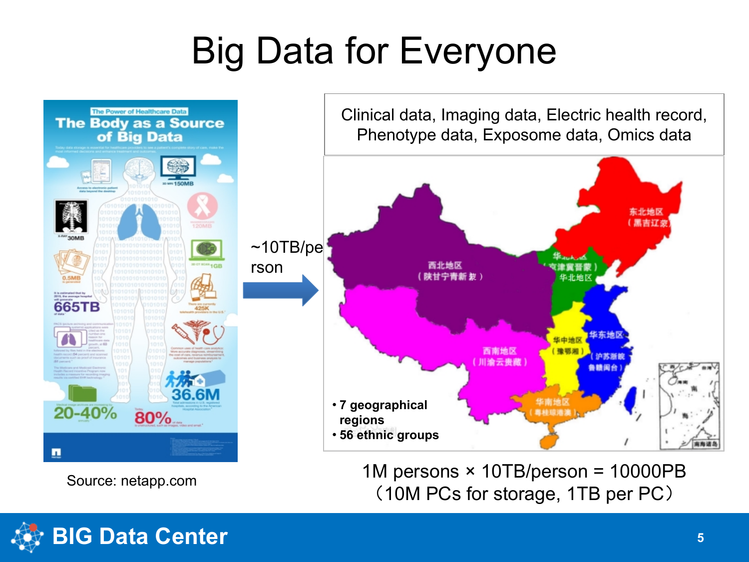# Big Data for Everyone

Clinical data, Imaging data, Electric health record, Phenotype data, Exposome data, Omics data

~10TB/person

- 7 geographical regions
- 56 ethnic groups

Source: netapp.com

1M persons × 10TB/person = 10000PB
（10M PCs for storage, 1TB per PC）

BIG Data Center